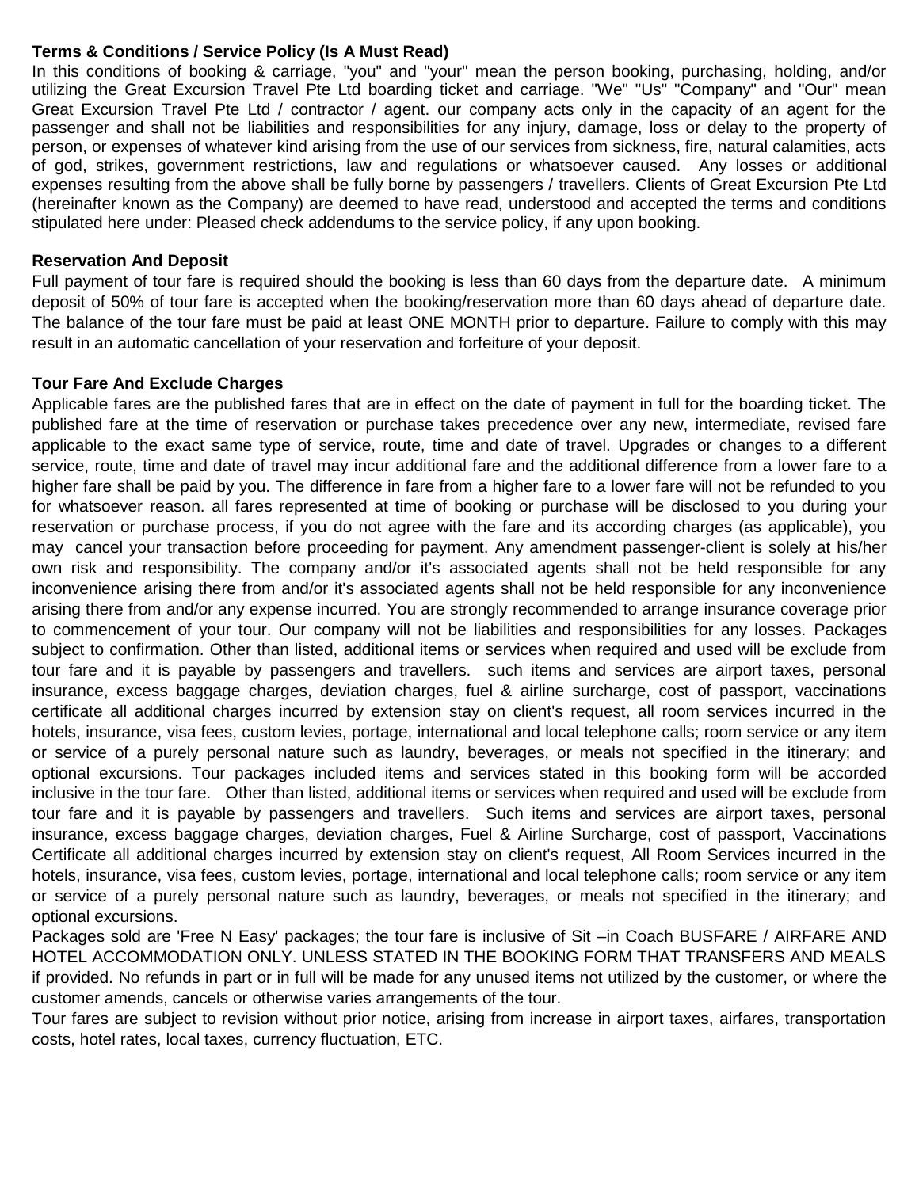**Terms & Conditions / Service Policy (Is A Must Read)**

In this conditions of booking & carriage, "you" and "your" mean the person booking, purchasing, holding, and/or utilizing the Great Excursion Travel Pte Ltd boarding ticket and carriage. "We" "Us" "Company" and "Our" mean Great Excursion Travel Pte Ltd / contractor / agent. our company acts only in the capacity of an agent for the passenger and shall not be liabilities and responsibilities for any injury, damage, loss or delay to the property of person, or expenses of whatever kind arising from the use of our services from sickness, fire, natural calamities, acts of god, strikes, government restrictions, law and regulations or whatsoever caused. Any losses or additional expenses resulting from the above shall be fully borne by passengers / travellers. Clients of Great Excursion Pte Ltd (hereinafter known as the Company) are deemed to have read, understood and accepted the terms and conditions stipulated here under: Pleased check addendums to the service policy, if any upon booking.

**Reservation And Deposit**

Full payment of tour fare is required should the booking is less than 60 days from the departure date. A minimum deposit of 50% of tour fare is accepted when the booking/reservation more than 60 days ahead of departure date. The balance of the tour fare must be paid at least ONE MONTH prior to departure. Failure to comply with this may result in an automatic cancellation of your reservation and forfeiture of your deposit.

**Tour Fare And Exclude Charges**

Applicable fares are the published fares that are in effect on the date of payment in full for the boarding ticket. The published fare at the time of reservation or purchase takes precedence over any new, intermediate, revised fare applicable to the exact same type of service, route, time and date of travel. Upgrades or changes to a different service, route, time and date of travel may incur additional fare and the additional difference from a lower fare to a higher fare shall be paid by you. The difference in fare from a higher fare to a lower fare will not be refunded to you for whatsoever reason. all fares represented at time of booking or purchase will be disclosed to you during your reservation or purchase process, if you do not agree with the fare and its according charges (as applicable), you may cancel your transaction before proceeding for payment. Any amendment passenger-client is solely at his/her own risk and responsibility. The company and/or it's associated agents shall not be held responsible for any inconvenience arising there from and/or it's associated agents shall not be held responsible for any inconvenience arising there from and/or any expense incurred. You are strongly recommended to arrange insurance coverage prior to commencement of your tour. Our company will not be liabilities and responsibilities for any losses. Packages subject to confirmation. Other than listed, additional items or services when required and used will be exclude from tour fare and it is payable by passengers and travellers. such items and services are airport taxes, personal insurance, excess baggage charges, deviation charges, fuel & airline surcharge, cost of passport, vaccinations certificate all additional charges incurred by extension stay on client's request, all room services incurred in the hotels, insurance, visa fees, custom levies, portage, international and local telephone calls; room service or any item or service of a purely personal nature such as laundry, beverages, or meals not specified in the itinerary; and optional excursions. Tour packages included items and services stated in this booking form will be accorded inclusive in the tour fare. Other than listed, additional items or services when required and used will be exclude from tour fare and it is payable by passengers and travellers. Such items and services are airport taxes, personal insurance, excess baggage charges, deviation charges, Fuel & Airline Surcharge, cost of passport, Vaccinations Certificate all additional charges incurred by extension stay on client's request, All Room Services incurred in the hotels, insurance, visa fees, custom levies, portage, international and local telephone calls; room service or any item or service of a purely personal nature such as laundry, beverages, or meals not specified in the itinerary; and optional excursions.

Packages sold are 'Free N Easy' packages; the tour fare is inclusive of Sit –in Coach BUSFARE / AIRFARE AND HOTEL ACCOMMODATION ONLY. UNLESS STATED IN THE BOOKING FORM THAT TRANSFERS AND MEALS if provided. No refunds in part or in full will be made for any unused items not utilized by the customer, or where the customer amends, cancels or otherwise varies arrangements of the tour.

Tour fares are subject to revision without prior notice, arising from increase in airport taxes, airfares, transportation costs, hotel rates, local taxes, currency fluctuation, ETC.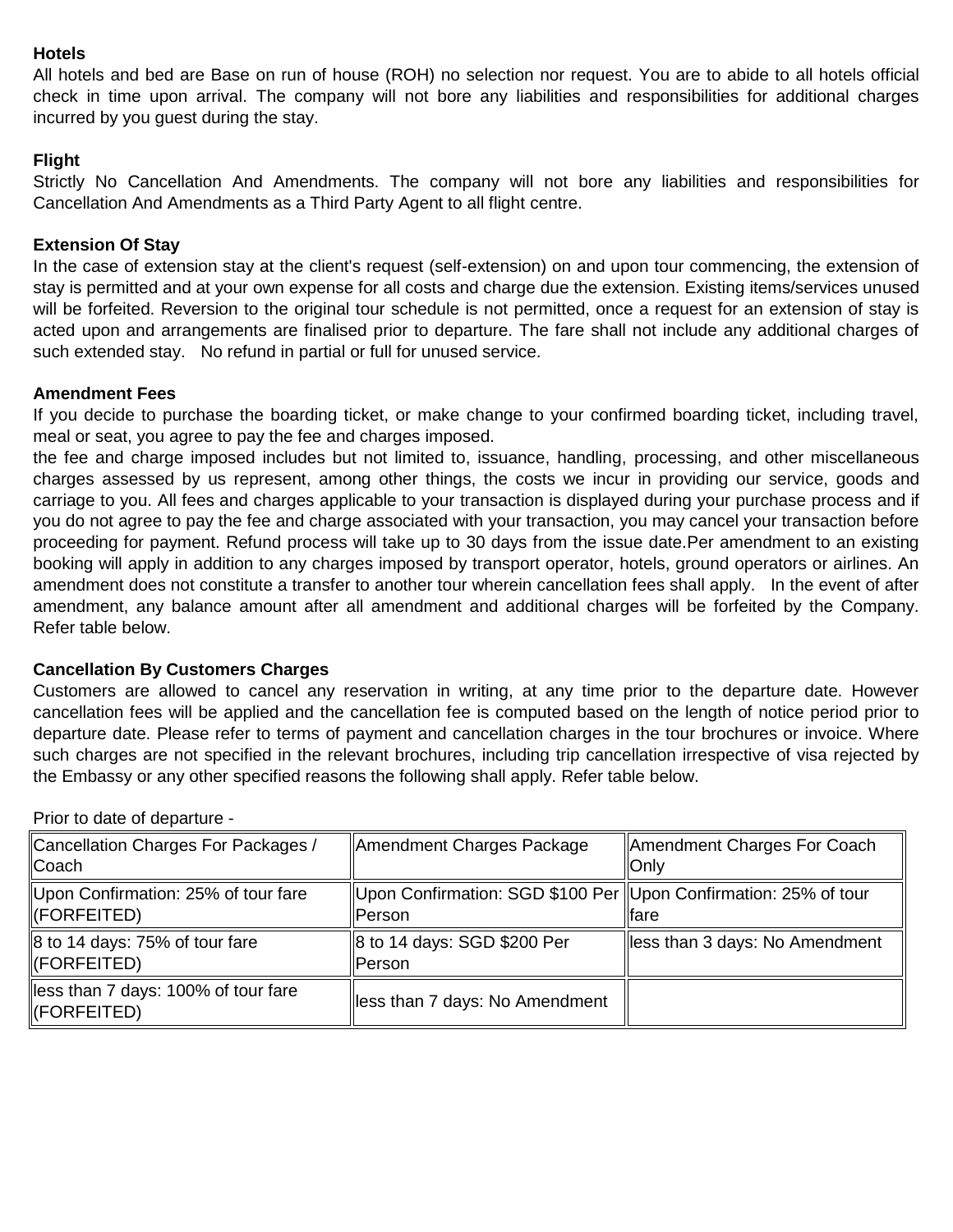**Hotels**

All hotels and bed are Base on run of house (ROH) no selection nor request. You are to abide to all hotels official check in time upon arrival. The company will not bore any liabilities and responsibilities for additional charges incurred by you guest during the stay.

**Flight**

Strictly No Cancellation And Amendments. The company will not bore any liabilities and responsibilities for Cancellation And Amendments as a Third Party Agent to all flight centre.

**Extension Of Stay**

In the case of extension stay at the client's request (self-extension) on and upon tour commencing, the extension of stay is permitted and at your own expense for all costs and charge due the extension. Existing items/services unused will be forfeited. Reversion to the original tour schedule is not permitted, once a request for an extension of stay is acted upon and arrangements are finalised prior to departure. The fare shall not include any additional charges of such extended stay.   No refund in partial or full for unused service.

**Amendment Fees**

If you decide to purchase the boarding ticket, or make change to your confirmed boarding ticket, including travel, meal or seat, you agree to pay the fee and charges imposed.

the fee and charge imposed includes but not limited to, issuance, handling, processing, and other miscellaneous charges assessed by us represent, among other things, the costs we incur in providing our service, goods and carriage to you. All fees and charges applicable to your transaction is displayed during your purchase process and if you do not agree to pay the fee and charge associated with your transaction, you may cancel your transaction before proceeding for payment. Refund process will take up to 30 days from the issue date.Per amendment to an existing booking will apply in addition to any charges imposed by transport operator, hotels, ground operators or airlines. An amendment does not constitute a transfer to another tour wherein cancellation fees shall apply.   In the event of after amendment, any balance amount after all amendment and additional charges will be forfeited by the Company. Refer table below.

**Cancellation By Customers Charges**

Customers are allowed to cancel any reservation in writing, at any time prior to the departure date. However cancellation fees will be applied and the cancellation fee is computed based on the length of notice period prior to departure date. Please refer to terms of payment and cancellation charges in the tour brochures or invoice. Where such charges are not specified in the relevant brochures, including trip cancellation irrespective of visa rejected by the Embassy or any other specified reasons the following shall apply. Refer table below.

Prior to date of departure -

| Cancellation Charges For Packages / Coach | Amendment Charges Package | Amendment Charges For Coach Only |
| --- | --- | --- |
| Upon Confirmation: 25% of tour fare (FORFEITED) | Upon Confirmation: SGD $100 Per Person | Upon Confirmation: 25% of tour fare |
| 8 to 14 days: 75% of tour fare (FORFEITED) | 8 to 14 days: SGD $200 Per Person | less than 3 days: No Amendment |
| less than 7 days: 100% of tour fare (FORFEITED) | less than 7 days: No Amendment | |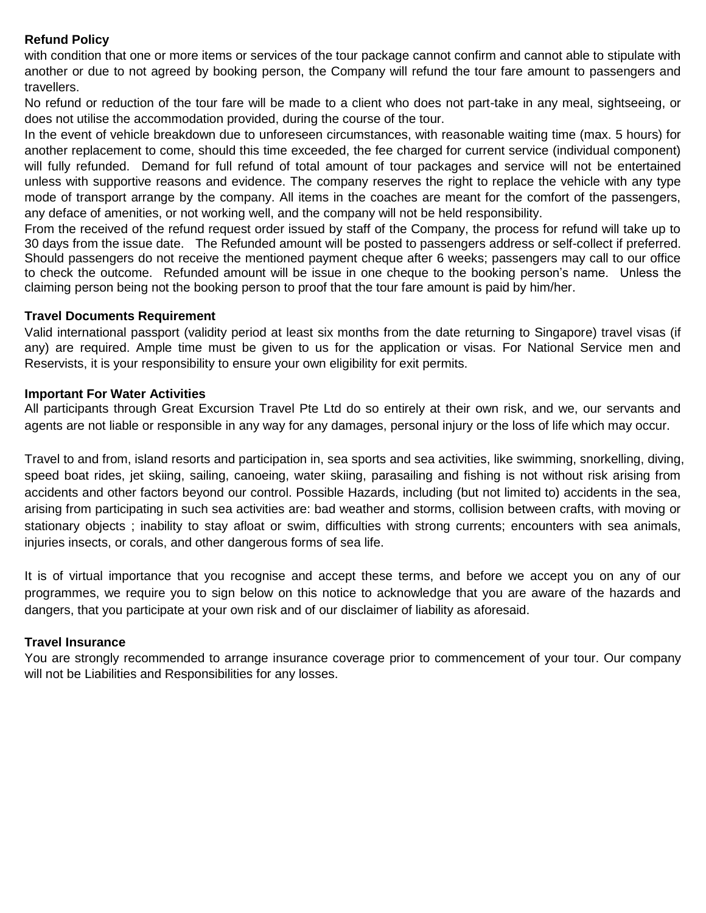**Refund Policy**

with condition that one or more items or services of the tour package cannot confirm and cannot able to stipulate with another or due to not agreed by booking person, the Company will refund the tour fare amount to passengers and travellers.

No refund or reduction of the tour fare will be made to a client who does not part-take in any meal, sightseeing, or does not utilise the accommodation provided, during the course of the tour.

In the event of vehicle breakdown due to unforeseen circumstances, with reasonable waiting time (max. 5 hours) for another replacement to come, should this time exceeded, the fee charged for current service (individual component) will fully refunded. Demand for full refund of total amount of tour packages and service will not be entertained unless with supportive reasons and evidence. The company reserves the right to replace the vehicle with any type mode of transport arrange by the company. All items in the coaches are meant for the comfort of the passengers, any deface of amenities, or not working well, and the company will not be held responsibility.

From the received of the refund request order issued by staff of the Company, the process for refund will take up to 30 days from the issue date. The Refunded amount will be posted to passengers address or self-collect if preferred. Should passengers do not receive the mentioned payment cheque after 6 weeks; passengers may call to our office to check the outcome. Refunded amount will be issue in one cheque to the booking person's name. Unless the claiming person being not the booking person to proof that the tour fare amount is paid by him/her.

**Travel Documents Requirement**

Valid international passport (validity period at least six months from the date returning to Singapore) travel visas (if any) are required. Ample time must be given to us for the application or visas. For National Service men and Reservists, it is your responsibility to ensure your own eligibility for exit permits.

**Important For Water Activities**

All participants through Great Excursion Travel Pte Ltd do so entirely at their own risk, and we, our servants and agents are not liable or responsible in any way for any damages, personal injury or the loss of life which may occur.

Travel to and from, island resorts and participation in, sea sports and sea activities, like swimming, snorkelling, diving, speed boat rides, jet skiing, sailing, canoeing, water skiing, parasailing and fishing is not without risk arising from accidents and other factors beyond our control. Possible Hazards, including (but not limited to) accidents in the sea, arising from participating in such sea activities are: bad weather and storms, collision between crafts, with moving or stationary objects ; inability to stay afloat or swim, difficulties with strong currents; encounters with sea animals, injuries insects, or corals, and other dangerous forms of sea life.

It is of virtual importance that you recognise and accept these terms, and before we accept you on any of our programmes, we require you to sign below on this notice to acknowledge that you are aware of the hazards and dangers, that you participate at your own risk and of our disclaimer of liability as aforesaid.

**Travel Insurance**

You are strongly recommended to arrange insurance coverage prior to commencement of your tour. Our company will not be Liabilities and Responsibilities for any losses.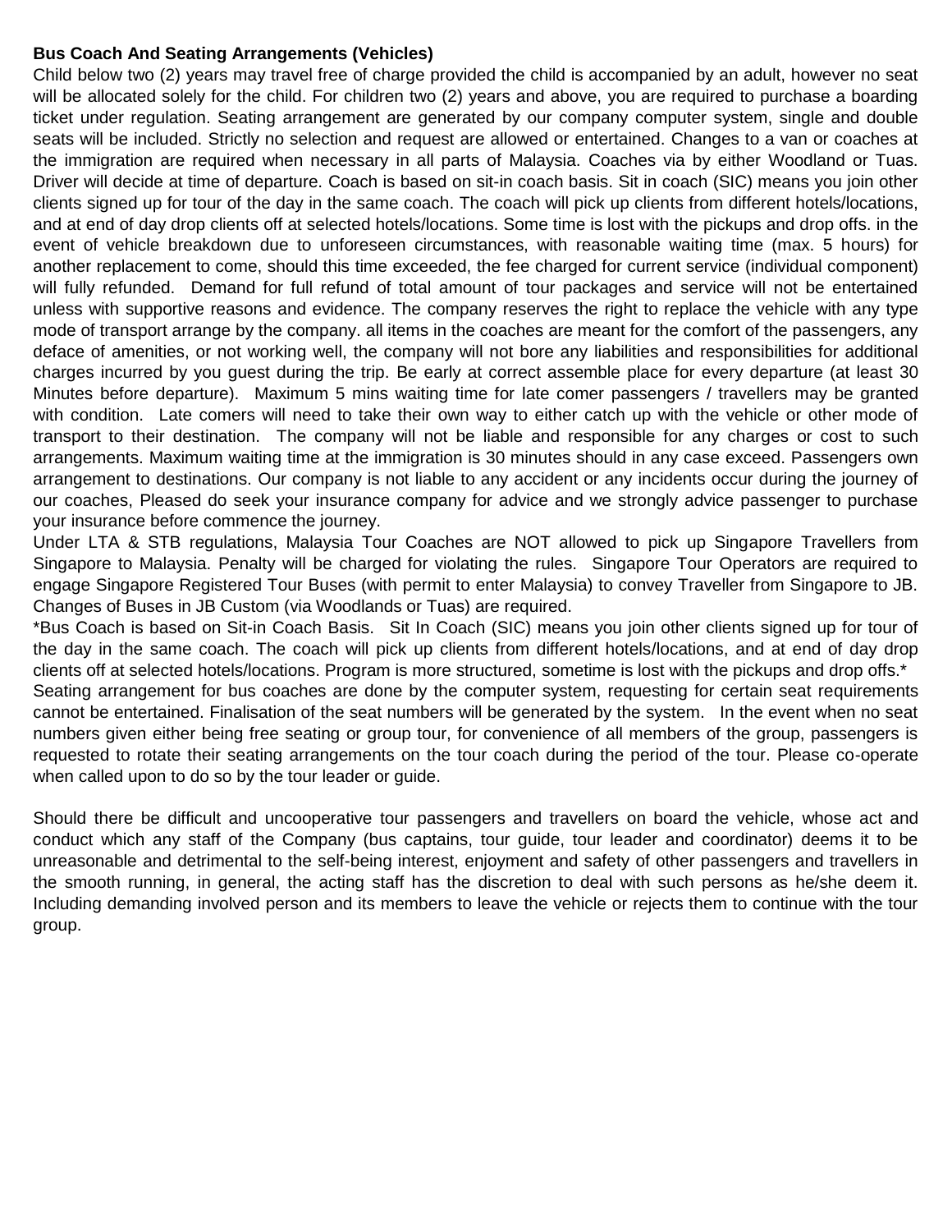**Bus Coach And Seating Arrangements (Vehicles)**

Child below two (2) years may travel free of charge provided the child is accompanied by an adult, however no seat will be allocated solely for the child. For children two (2) years and above, you are required to purchase a boarding ticket under regulation. Seating arrangement are generated by our company computer system, single and double seats will be included. Strictly no selection and request are allowed or entertained. Changes to a van or coaches at the immigration are required when necessary in all parts of Malaysia. Coaches via by either Woodland or Tuas. Driver will decide at time of departure. Coach is based on sit-in coach basis. Sit in coach (SIC) means you join other clients signed up for tour of the day in the same coach. The coach will pick up clients from different hotels/locations, and at end of day drop clients off at selected hotels/locations. Some time is lost with the pickups and drop offs. in the event of vehicle breakdown due to unforeseen circumstances, with reasonable waiting time (max. 5 hours) for another replacement to come, should this time exceeded, the fee charged for current service (individual component) will fully refunded. Demand for full refund of total amount of tour packages and service will not be entertained unless with supportive reasons and evidence. The company reserves the right to replace the vehicle with any type mode of transport arrange by the company. all items in the coaches are meant for the comfort of the passengers, any deface of amenities, or not working well, the company will not bore any liabilities and responsibilities for additional charges incurred by you guest during the trip. Be early at correct assemble place for every departure (at least 30 Minutes before departure). Maximum 5 mins waiting time for late comer passengers / travellers may be granted with condition. Late comers will need to take their own way to either catch up with the vehicle or other mode of transport to their destination. The company will not be liable and responsible for any charges or cost to such arrangements. Maximum waiting time at the immigration is 30 minutes should in any case exceed. Passengers own arrangement to destinations. Our company is not liable to any accident or any incidents occur during the journey of our coaches, Pleased do seek your insurance company for advice and we strongly advice passenger to purchase your insurance before commence the journey.

Under LTA & STB regulations, Malaysia Tour Coaches are NOT allowed to pick up Singapore Travellers from Singapore to Malaysia. Penalty will be charged for violating the rules. Singapore Tour Operators are required to engage Singapore Registered Tour Buses (with permit to enter Malaysia) to convey Traveller from Singapore to JB. Changes of Buses in JB Custom (via Woodlands or Tuas) are required.

*Bus Coach is based on Sit-in Coach Basis. Sit In Coach (SIC) means you join other clients signed up for tour of the day in the same coach. The coach will pick up clients from different hotels/locations, and at end of day drop clients off at selected hotels/locations. Program is more structured, sometime is lost with the pickups and drop offs.*

Seating arrangement for bus coaches are done by the computer system, requesting for certain seat requirements cannot be entertained. Finalisation of the seat numbers will be generated by the system. In the event when no seat numbers given either being free seating or group tour, for convenience of all members of the group, passengers is requested to rotate their seating arrangements on the tour coach during the period of the tour. Please co-operate when called upon to do so by the tour leader or guide.

Should there be difficult and uncooperative tour passengers and travellers on board the vehicle, whose act and conduct which any staff of the Company (bus captains, tour guide, tour leader and coordinator) deems it to be unreasonable and detrimental to the self-being interest, enjoyment and safety of other passengers and travellers in the smooth running, in general, the acting staff has the discretion to deal with such persons as he/she deem it. Including demanding involved person and its members to leave the vehicle or rejects them to continue with the tour group.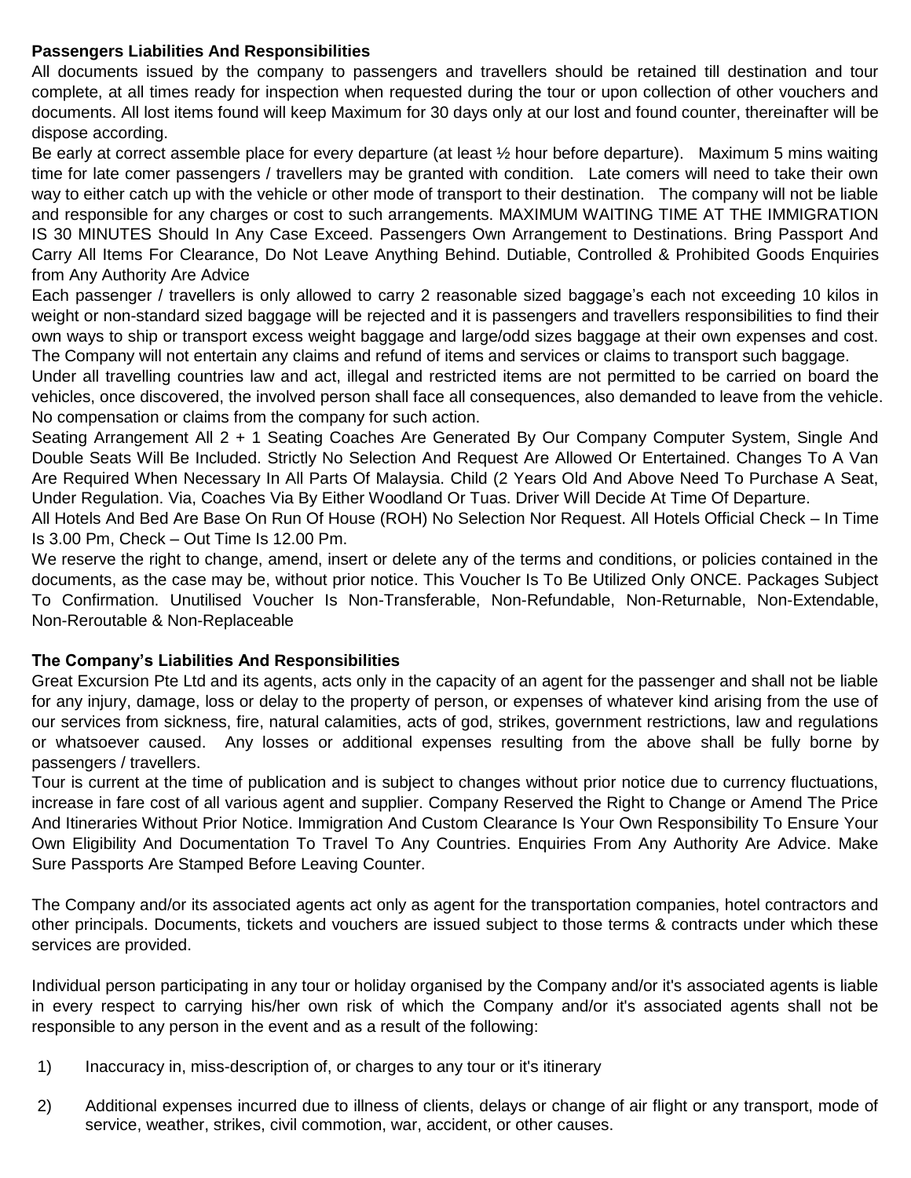**Passengers Liabilities And Responsibilities**

All documents issued by the company to passengers and travellers should be retained till destination and tour complete, at all times ready for inspection when requested during the tour or upon collection of other vouchers and documents. All lost items found will keep Maximum for 30 days only at our lost and found counter, thereinafter will be dispose according.

Be early at correct assemble place for every departure (at least ½ hour before departure). Maximum 5 mins waiting time for late comer passengers / travellers may be granted with condition. Late comers will need to take their own way to either catch up with the vehicle or other mode of transport to their destination. The company will not be liable and responsible for any charges or cost to such arrangements. MAXIMUM WAITING TIME AT THE IMMIGRATION IS 30 MINUTES Should In Any Case Exceed. Passengers Own Arrangement to Destinations. Bring Passport And Carry All Items For Clearance, Do Not Leave Anything Behind. Dutiable, Controlled & Prohibited Goods Enquiries from Any Authority Are Advice

Each passenger / travellers is only allowed to carry 2 reasonable sized baggage's each not exceeding 10 kilos in weight or non-standard sized baggage will be rejected and it is passengers and travellers responsibilities to find their own ways to ship or transport excess weight baggage and large/odd sizes baggage at their own expenses and cost. The Company will not entertain any claims and refund of items and services or claims to transport such baggage.

Under all travelling countries law and act, illegal and restricted items are not permitted to be carried on board the vehicles, once discovered, the involved person shall face all consequences, also demanded to leave from the vehicle. No compensation or claims from the company for such action.

Seating Arrangement All 2 + 1 Seating Coaches Are Generated By Our Company Computer System, Single And Double Seats Will Be Included. Strictly No Selection And Request Are Allowed Or Entertained. Changes To A Van Are Required When Necessary In All Parts Of Malaysia. Child (2 Years Old And Above Need To Purchase A Seat, Under Regulation. Via, Coaches Via By Either Woodland Or Tuas. Driver Will Decide At Time Of Departure.

All Hotels And Bed Are Base On Run Of House (ROH) No Selection Nor Request. All Hotels Official Check – In Time Is 3.00 Pm, Check – Out Time Is 12.00 Pm.

We reserve the right to change, amend, insert or delete any of the terms and conditions, or policies contained in the documents, as the case may be, without prior notice. This Voucher Is To Be Utilized Only ONCE. Packages Subject To Confirmation. Unutilised Voucher Is Non-Transferable, Non-Refundable, Non-Returnable, Non-Extendable, Non-Reroutable & Non-Replaceable

**The Company's Liabilities And Responsibilities**

Great Excursion Pte Ltd and its agents, acts only in the capacity of an agent for the passenger and shall not be liable for any injury, damage, loss or delay to the property of person, or expenses of whatever kind arising from the use of our services from sickness, fire, natural calamities, acts of god, strikes, government restrictions, law and regulations or whatsoever caused. Any losses or additional expenses resulting from the above shall be fully borne by passengers / travellers.

Tour is current at the time of publication and is subject to changes without prior notice due to currency fluctuations, increase in fare cost of all various agent and supplier. Company Reserved the Right to Change or Amend The Price And Itineraries Without Prior Notice. Immigration And Custom Clearance Is Your Own Responsibility To Ensure Your Own Eligibility And Documentation To Travel To Any Countries. Enquiries From Any Authority Are Advice. Make Sure Passports Are Stamped Before Leaving Counter.

The Company and/or its associated agents act only as agent for the transportation companies, hotel contractors and other principals. Documents, tickets and vouchers are issued subject to those terms & contracts under which these services are provided.

Individual person participating in any tour or holiday organised by the Company and/or it's associated agents is liable in every respect to carrying his/her own risk of which the Company and/or it's associated agents shall not be responsible to any person in the event and as a result of the following:

1) Inaccuracy in, miss-description of, or charges to any tour or it's itinerary
2) Additional expenses incurred due to illness of clients, delays or change of air flight or any transport, mode of service, weather, strikes, civil commotion, war, accident, or other causes.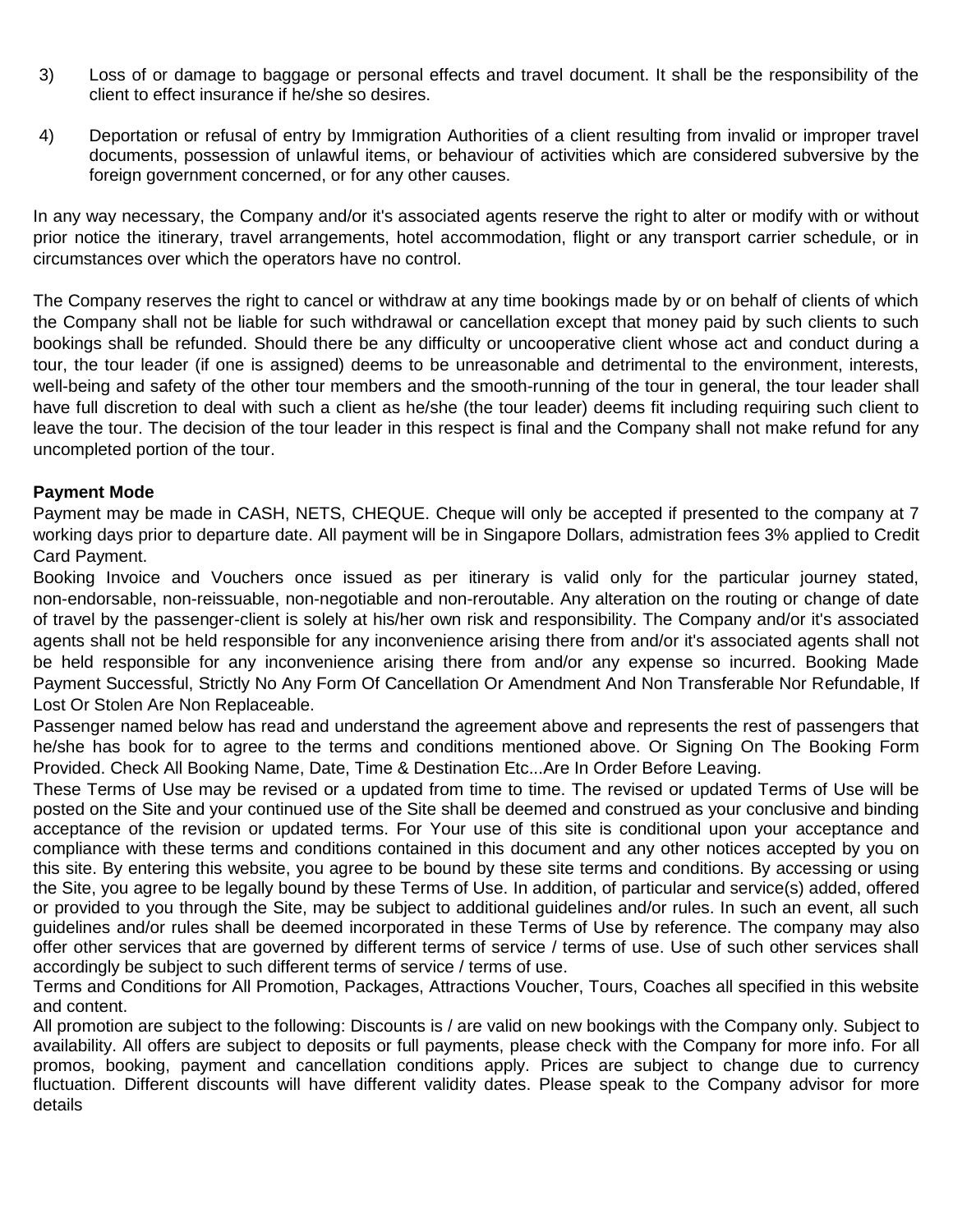3) Loss of or damage to baggage or personal effects and travel document. It shall be the responsibility of the client to effect insurance if he/she so desires.

4) Deportation or refusal of entry by Immigration Authorities of a client resulting from invalid or improper travel documents, possession of unlawful items, or behaviour of activities which are considered subversive by the foreign government concerned, or for any other causes.

In any way necessary, the Company and/or it's associated agents reserve the right to alter or modify with or without prior notice the itinerary, travel arrangements, hotel accommodation, flight or any transport carrier schedule, or in circumstances over which the operators have no control.

The Company reserves the right to cancel or withdraw at any time bookings made by or on behalf of clients of which the Company shall not be liable for such withdrawal or cancellation except that money paid by such clients to such bookings shall be refunded. Should there be any difficulty or uncooperative client whose act and conduct during a tour, the tour leader (if one is assigned) deems to be unreasonable and detrimental to the environment, interests, well-being and safety of the other tour members and the smooth-running of the tour in general, the tour leader shall have full discretion to deal with such a client as he/she (the tour leader) deems fit including requiring such client to leave the tour. The decision of the tour leader in this respect is final and the Company shall not make refund for any uncompleted portion of the tour.

**Payment Mode**

Payment may be made in CASH, NETS, CHEQUE. Cheque will only be accepted if presented to the company at 7 working days prior to departure date. All payment will be in Singapore Dollars, admistration fees 3% applied to Credit Card Payment.

Booking Invoice and Vouchers once issued as per itinerary is valid only for the particular journey stated, non-endorsable, non-reissuable, non-negotiable and non-reroutable. Any alteration on the routing or change of date of travel by the passenger-client is solely at his/her own risk and responsibility. The Company and/or it's associated agents shall not be held responsible for any inconvenience arising there from and/or it's associated agents shall not be held responsible for any inconvenience arising there from and/or any expense so incurred. Booking Made Payment Successful, Strictly No Any Form Of Cancellation Or Amendment And Non Transferable Nor Refundable, If Lost Or Stolen Are Non Replaceable.

Passenger named below has read and understand the agreement above and represents the rest of passengers that he/she has book for to agree to the terms and conditions mentioned above. Or Signing On The Booking Form Provided. Check All Booking Name, Date, Time & Destination Etc...Are In Order Before Leaving.

These Terms of Use may be revised or a updated from time to time. The revised or updated Terms of Use will be posted on the Site and your continued use of the Site shall be deemed and construed as your conclusive and binding acceptance of the revision or updated terms. For Your use of this site is conditional upon your acceptance and compliance with these terms and conditions contained in this document and any other notices accepted by you on this site. By entering this website, you agree to be bound by these site terms and conditions. By accessing or using the Site, you agree to be legally bound by these Terms of Use. In addition, of particular and service(s) added, offered or provided to you through the Site, may be subject to additional guidelines and/or rules. In such an event, all such guidelines and/or rules shall be deemed incorporated in these Terms of Use by reference. The company may also offer other services that are governed by different terms of service / terms of use. Use of such other services shall accordingly be subject to such different terms of service / terms of use.

Terms and Conditions for All Promotion, Packages, Attractions Voucher, Tours, Coaches all specified in this website and content.

All promotion are subject to the following: Discounts is / are valid on new bookings with the Company only. Subject to availability. All offers are subject to deposits or full payments, please check with the Company for more info. For all promos, booking, payment and cancellation conditions apply. Prices are subject to change due to currency fluctuation. Different discounts will have different validity dates. Please speak to the Company advisor for more details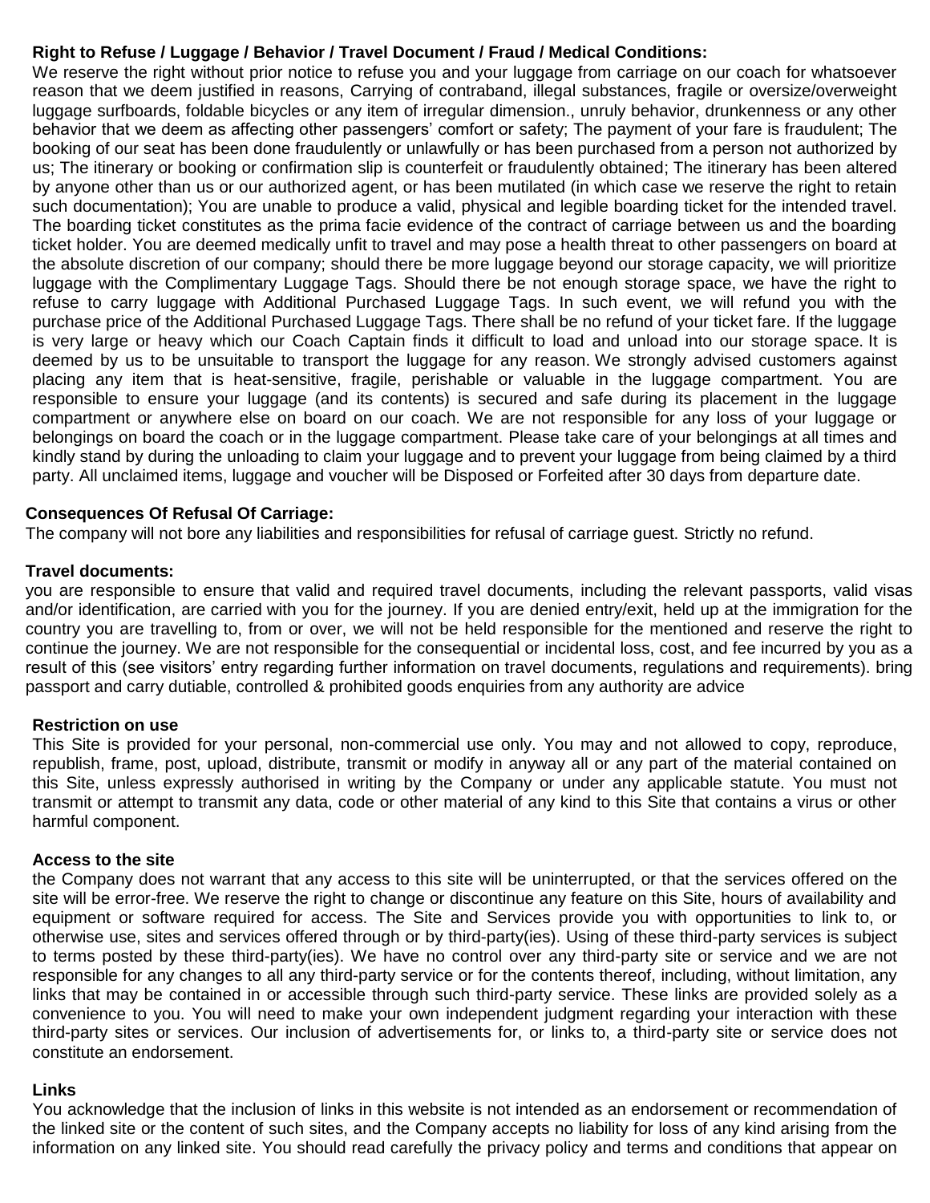**Right to Refuse / Luggage / Behavior / Travel Document / Fraud / Medical Conditions:**

We reserve the right without prior notice to refuse you and your luggage from carriage on our coach for whatsoever reason that we deem justified in reasons, Carrying of contraband, illegal substances, fragile or oversize/overweight luggage surfboards, foldable bicycles or any item of irregular dimension., unruly behavior, drunkenness or any other behavior that we deem as affecting other passengers' comfort or safety; The payment of your fare is fraudulent; The booking of our seat has been done fraudulently or unlawfully or has been purchased from a person not authorized by us; The itinerary or booking or confirmation slip is counterfeit or fraudulently obtained; The itinerary has been altered by anyone other than us or our authorized agent, or has been mutilated (in which case we reserve the right to retain such documentation); You are unable to produce a valid, physical and legible boarding ticket for the intended travel. The boarding ticket constitutes as the prima facie evidence of the contract of carriage between us and the boarding ticket holder. You are deemed medically unfit to travel and may pose a health threat to other passengers on board at the absolute discretion of our company; should there be more luggage beyond our storage capacity, we will prioritize luggage with the Complimentary Luggage Tags. Should there be not enough storage space, we have the right to refuse to carry luggage with Additional Purchased Luggage Tags. In such event, we will refund you with the purchase price of the Additional Purchased Luggage Tags. There shall be no refund of your ticket fare. If the luggage is very large or heavy which our Coach Captain finds it difficult to load and unload into our storage space. It is deemed by us to be unsuitable to transport the luggage for any reason. We strongly advised customers against placing any item that is heat-sensitive, fragile, perishable or valuable in the luggage compartment. You are responsible to ensure your luggage (and its contents) is secured and safe during its placement in the luggage compartment or anywhere else on board on our coach. We are not responsible for any loss of your luggage or belongings on board the coach or in the luggage compartment. Please take care of your belongings at all times and kindly stand by during the unloading to claim your luggage and to prevent your luggage from being claimed by a third party. All unclaimed items, luggage and voucher will be Disposed or Forfeited after 30 days from departure date.

**Consequences Of Refusal Of Carriage:**

The company will not bore any liabilities and responsibilities for refusal of carriage guest. Strictly no refund.

**Travel documents:**

you are responsible to ensure that valid and required travel documents, including the relevant passports, valid visas and/or identification, are carried with you for the journey. If you are denied entry/exit, held up at the immigration for the country you are travelling to, from or over, we will not be held responsible for the mentioned and reserve the right to continue the journey. We are not responsible for the consequential or incidental loss, cost, and fee incurred by you as a result of this (see visitors' entry regarding further information on travel documents, regulations and requirements). bring passport and carry dutiable, controlled & prohibited goods enquiries from any authority are advice

**Restriction on use**

This Site is provided for your personal, non-commercial use only. You may and not allowed to copy, reproduce, republish, frame, post, upload, distribute, transmit or modify in anyway all or any part of the material contained on this Site, unless expressly authorised in writing by the Company or under any applicable statute. You must not transmit or attempt to transmit any data, code or other material of any kind to this Site that contains a virus or other harmful component.

**Access to the site**

the Company does not warrant that any access to this site will be uninterrupted, or that the services offered on the site will be error-free. We reserve the right to change or discontinue any feature on this Site, hours of availability and equipment or software required for access. The Site and Services provide you with opportunities to link to, or otherwise use, sites and services offered through or by third-party(ies). Using of these third-party services is subject to terms posted by these third-party(ies). We have no control over any third-party site or service and we are not responsible for any changes to all any third-party service or for the contents thereof, including, without limitation, any links that may be contained in or accessible through such third-party service. These links are provided solely as a convenience to you. You will need to make your own independent judgment regarding your interaction with these third-party sites or services. Our inclusion of advertisements for, or links to, a third-party site or service does not constitute an endorsement.

**Links**

You acknowledge that the inclusion of links in this website is not intended as an endorsement or recommendation of the linked site or the content of such sites, and the Company accepts no liability for loss of any kind arising from the information on any linked site. You should read carefully the privacy policy and terms and conditions that appear on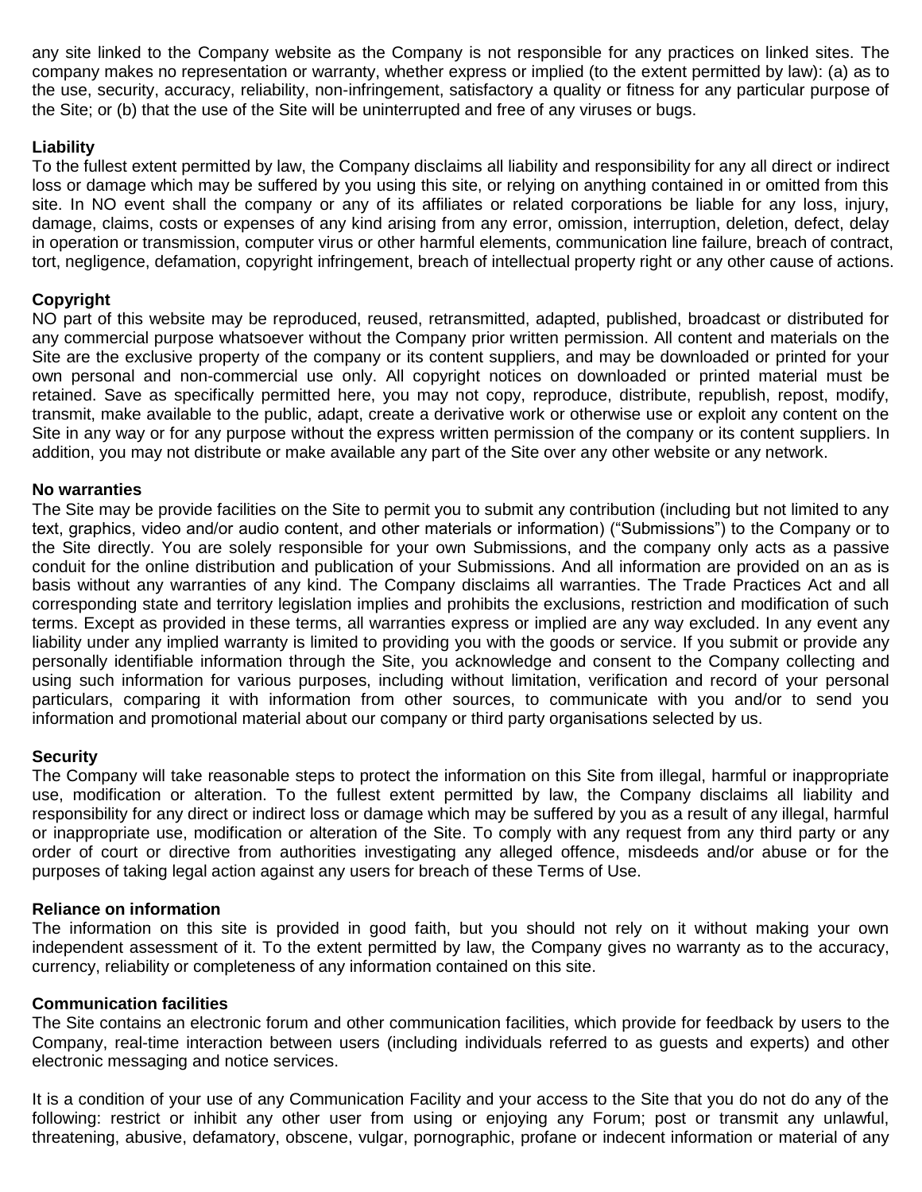any site linked to the Company website as the Company is not responsible for any practices on linked sites. The company makes no representation or warranty, whether express or implied (to the extent permitted by law): (a) as to the use, security, accuracy, reliability, non-infringement, satisfactory a quality or fitness for any particular purpose of the Site; or (b) that the use of the Site will be uninterrupted and free of any viruses or bugs.

**Liability**

To the fullest extent permitted by law, the Company disclaims all liability and responsibility for any all direct or indirect loss or damage which may be suffered by you using this site, or relying on anything contained in or omitted from this site. In NO event shall the company or any of its affiliates or related corporations be liable for any loss, injury, damage, claims, costs or expenses of any kind arising from any error, omission, interruption, deletion, defect, delay in operation or transmission, computer virus or other harmful elements, communication line failure, breach of contract, tort, negligence, defamation, copyright infringement, breach of intellectual property right or any other cause of actions.

**Copyright**

NO part of this website may be reproduced, reused, retransmitted, adapted, published, broadcast or distributed for any commercial purpose whatsoever without the Company prior written permission. All content and materials on the Site are the exclusive property of the company or its content suppliers, and may be downloaded or printed for your own personal and non-commercial use only. All copyright notices on downloaded or printed material must be retained. Save as specifically permitted here, you may not copy, reproduce, distribute, republish, repost, modify, transmit, make available to the public, adapt, create a derivative work or otherwise use or exploit any content on the Site in any way or for any purpose without the express written permission of the company or its content suppliers. In addition, you may not distribute or make available any part of the Site over any other website or any network.

**No warranties**

The Site may be provide facilities on the Site to permit you to submit any contribution (including but not limited to any text, graphics, video and/or audio content, and other materials or information) ("Submissions") to the Company or to the Site directly. You are solely responsible for your own Submissions, and the company only acts as a passive conduit for the online distribution and publication of your Submissions. And all information are provided on an as is basis without any warranties of any kind. The Company disclaims all warranties. The Trade Practices Act and all corresponding state and territory legislation implies and prohibits the exclusions, restriction and modification of such terms. Except as provided in these terms, all warranties express or implied are any way excluded. In any event any liability under any implied warranty is limited to providing you with the goods or service. If you submit or provide any personally identifiable information through the Site, you acknowledge and consent to the Company collecting and using such information for various purposes, including without limitation, verification and record of your personal particulars, comparing it with information from other sources, to communicate with you and/or to send you information and promotional material about our company or third party organisations selected by us.

**Security**

The Company will take reasonable steps to protect the information on this Site from illegal, harmful or inappropriate use, modification or alteration. To the fullest extent permitted by law, the Company disclaims all liability and responsibility for any direct or indirect loss or damage which may be suffered by you as a result of any illegal, harmful or inappropriate use, modification or alteration of the Site. To comply with any request from any third party or any order of court or directive from authorities investigating any alleged offence, misdeeds and/or abuse or for the purposes of taking legal action against any users for breach of these Terms of Use.

**Reliance on information**

The information on this site is provided in good faith, but you should not rely on it without making your own independent assessment of it. To the extent permitted by law, the Company gives no warranty as to the accuracy, currency, reliability or completeness of any information contained on this site.

**Communication facilities**

The Site contains an electronic forum and other communication facilities, which provide for feedback by users to the Company, real-time interaction between users (including individuals referred to as guests and experts) and other electronic messaging and notice services.

It is a condition of your use of any Communication Facility and your access to the Site that you do not do any of the following: restrict or inhibit any other user from using or enjoying any Forum; post or transmit any unlawful, threatening, abusive, defamatory, obscene, vulgar, pornographic, profane or indecent information or material of any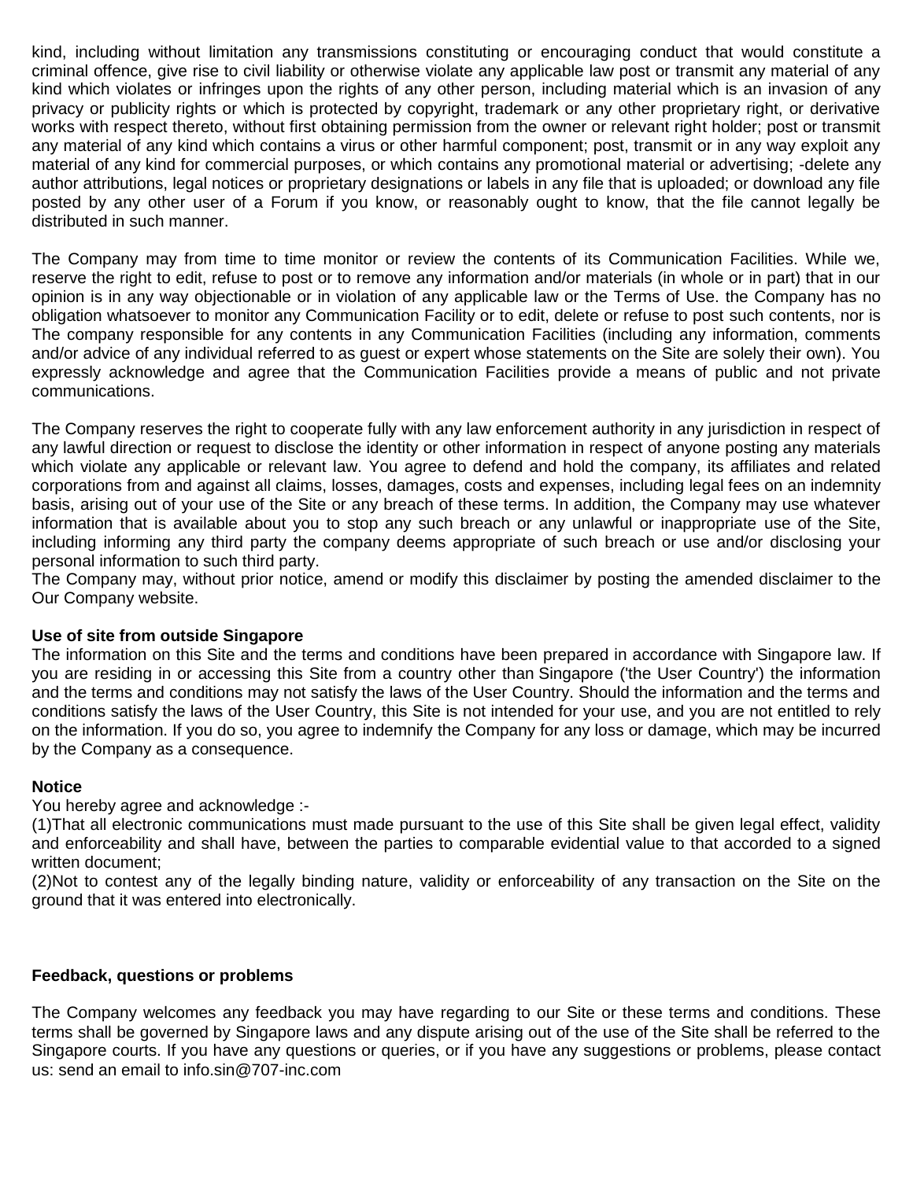kind, including without limitation any transmissions constituting or encouraging conduct that would constitute a criminal offence, give rise to civil liability or otherwise violate any applicable law post or transmit any material of any kind which violates or infringes upon the rights of any other person, including material which is an invasion of any privacy or publicity rights or which is protected by copyright, trademark or any other proprietary right, or derivative works with respect thereto, without first obtaining permission from the owner or relevant right holder; post or transmit any material of any kind which contains a virus or other harmful component; post, transmit or in any way exploit any material of any kind for commercial purposes, or which contains any promotional material or advertising; -delete any author attributions, legal notices or proprietary designations or labels in any file that is uploaded; or download any file posted by any other user of a Forum if you know, or reasonably ought to know, that the file cannot legally be distributed in such manner.

The Company may from time to time monitor or review the contents of its Communication Facilities. While we, reserve the right to edit, refuse to post or to remove any information and/or materials (in whole or in part) that in our opinion is in any way objectionable or in violation of any applicable law or the Terms of Use. the Company has no obligation whatsoever to monitor any Communication Facility or to edit, delete or refuse to post such contents, nor is The company responsible for any contents in any Communication Facilities (including any information, comments and/or advice of any individual referred to as guest or expert whose statements on the Site are solely their own). You expressly acknowledge and agree that the Communication Facilities provide a means of public and not private communications.

The Company reserves the right to cooperate fully with any law enforcement authority in any jurisdiction in respect of any lawful direction or request to disclose the identity or other information in respect of anyone posting any materials which violate any applicable or relevant law. You agree to defend and hold the company, its affiliates and related corporations from and against all claims, losses, damages, costs and expenses, including legal fees on an indemnity basis, arising out of your use of the Site or any breach of these terms. In addition, the Company may use whatever information that is available about you to stop any such breach or any unlawful or inappropriate use of the Site, including informing any third party the company deems appropriate of such breach or use and/or disclosing your personal information to such third party.
The Company may, without prior notice, amend or modify this disclaimer by posting the amended disclaimer to the Our Company website.

**Use of site from outside Singapore**
The information on this Site and the terms and conditions have been prepared in accordance with Singapore law. If you are residing in or accessing this Site from a country other than Singapore ('the User Country') the information and the terms and conditions may not satisfy the laws of the User Country. Should the information and the terms and conditions satisfy the laws of the User Country, this Site is not intended for your use, and you are not entitled to rely on the information. If you do so, you agree to indemnify the Company for any loss or damage, which may be incurred by the Company as a consequence.

**Notice**
You hereby agree and acknowledge :-
(1)That all electronic communications must made pursuant to the use of this Site shall be given legal effect, validity and enforceability and shall have, between the parties to comparable evidential value to that accorded to a signed written document;
(2)Not to contest any of the legally binding nature, validity or enforceability of any transaction on the Site on the ground that it was entered into electronically.

**Feedback, questions or problems**

The Company welcomes any feedback you may have regarding to our Site or these terms and conditions. These terms shall be governed by Singapore laws and any dispute arising out of the use of the Site shall be referred to the Singapore courts. If you have any questions or queries, or if you have any suggestions or problems, please contact us: send an email to info.sin@707-inc.com